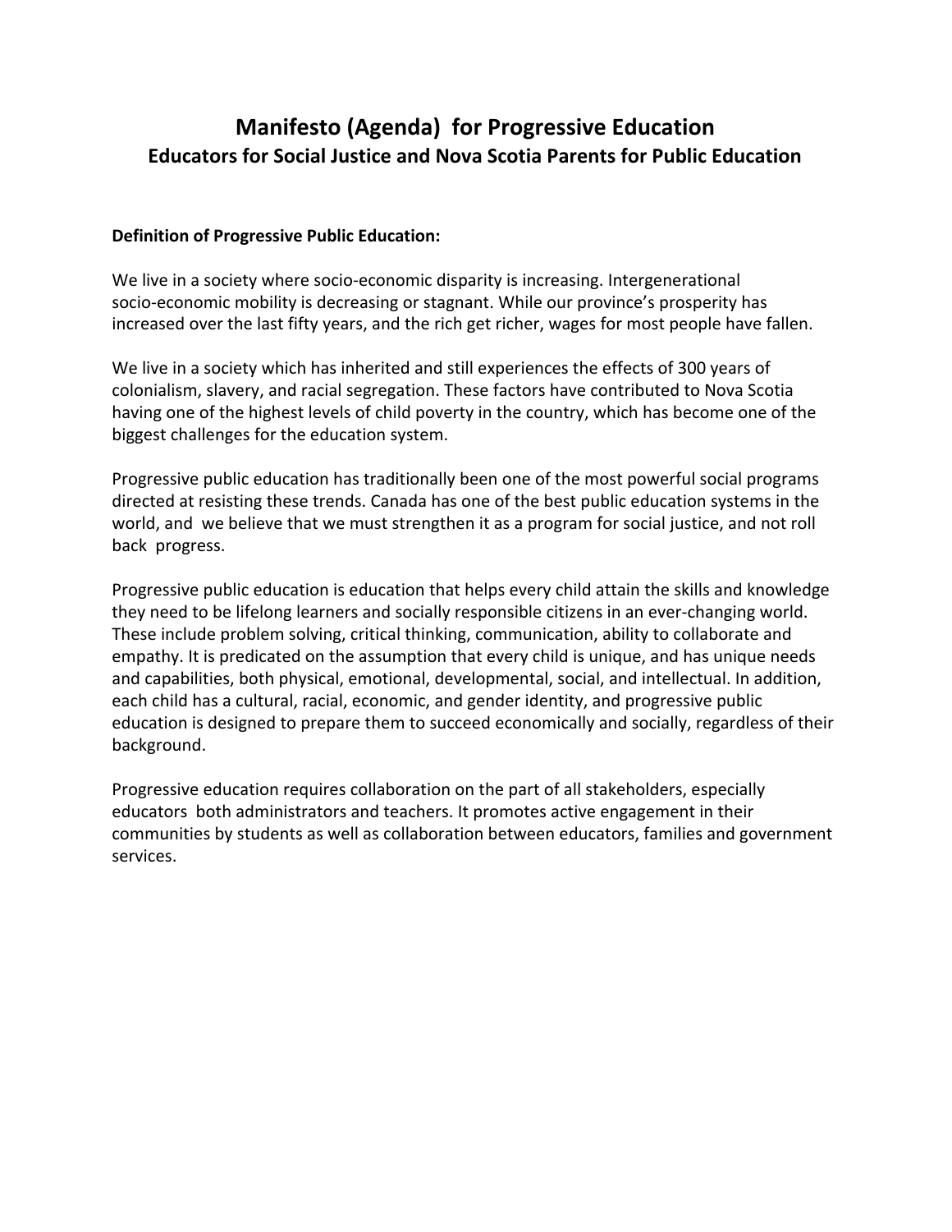# Manifesto (Agenda) for Progressive Education

## Educators for Social Justice and Nova Scotia Parents for Public Education

**Definition of Progressive Public Education:**

We live in a society where socio-economic disparity is increasing. Intergenerational socio-economic mobility is decreasing or stagnant. While our province's prosperity has increased over the last fifty years, and the rich get richer, wages for most people have fallen.

We live in a society which has inherited and still experiences the effects of 300 years of colonialism, slavery, and racial segregation. These factors have contributed to Nova Scotia having one of the highest levels of child poverty in the country, which has become one of the biggest challenges for the education system.

Progressive public education has traditionally been one of the most powerful social programs directed at resisting these trends. Canada has one of the best public education systems in the world, and we believe that we must strengthen it as a program for social justice, and not roll back progress.

Progressive public education is education that helps every child attain the skills and knowledge they need to be lifelong learners and socially responsible citizens in an ever-changing world. These include problem solving, critical thinking, communication, ability to collaborate and empathy. It is predicated on the assumption that every child is unique, and has unique needs and capabilities, both physical, emotional, developmental, social, and intellectual. In addition, each child has a cultural, racial, economic, and gender identity, and progressive public education is designed to prepare them to succeed economically and socially, regardless of their background.

Progressive education requires collaboration on the part of all stakeholders, especially educators both administrators and teachers. It promotes active engagement in their communities by students as well as collaboration between educators, families and government services.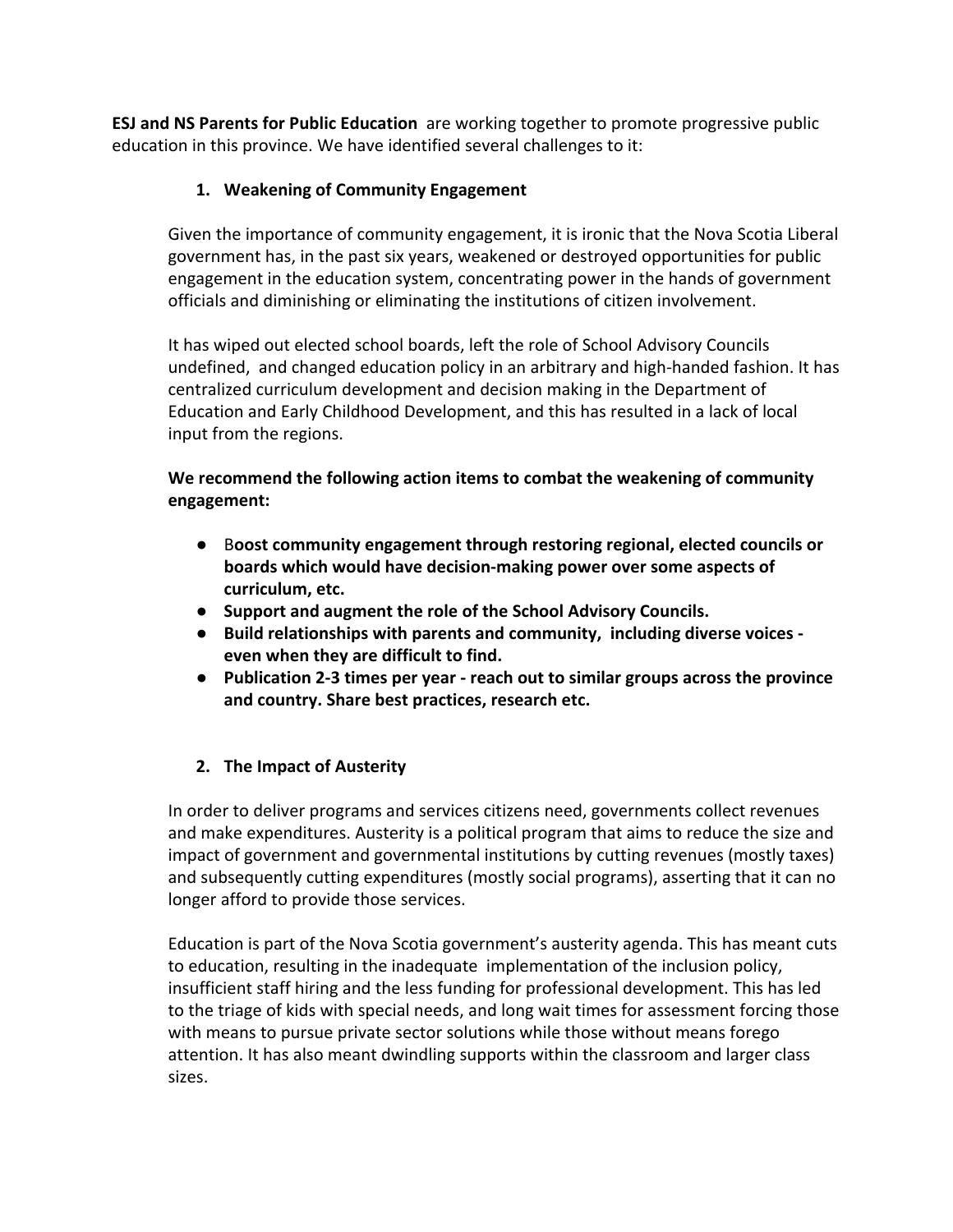**ESJ and NS Parents for Public Education** are working together to promote progressive public education in this province. We have identified several challenges to it:

1. **Weakening of Community Engagement**

   Given the importance of community engagement, it is ironic that the Nova Scotia Liberal government has, in the past six years, weakened or destroyed opportunities for public engagement in the education system, concentrating power in the hands of government officials and diminishing or eliminating the institutions of citizen involvement.

   It has wiped out elected school boards, left the role of School Advisory Councils undefined, and changed education policy in an arbitrary and high-handed fashion. It has centralized curriculum development and decision making in the Department of Education and Early Childhood Development, and this has resulted in a lack of local input from the regions.

   **We recommend the following action items to combat the weakening of community engagement:**

   - B**oost community engagement through restoring regional, elected councils or boards which would have decision-making power over some aspects of curriculum, etc.**
   - **Support and augment the role of the School Advisory Councils.**
   - **Build relationships with parents and community, including diverse voices - even when they are difficult to find.**
   - **Publication 2-3 times per year - reach out to similar groups across the province and country. Share best practices, research etc.**

2. **The Impact of Austerity**

   In order to deliver programs and services citizens need, governments collect revenues and make expenditures. Austerity is a political program that aims to reduce the size and impact of government and governmental institutions by cutting revenues (mostly taxes) and subsequently cutting expenditures (mostly social programs), asserting that it can no longer afford to provide those services.

   Education is part of the Nova Scotia government's austerity agenda. This has meant cuts to education, resulting in the inadequate implementation of the inclusion policy, insufficient staff hiring and the less funding for professional development. This has led to the triage of kids with special needs, and long wait times for assessment forcing those with means to pursue private sector solutions while those without means forego attention. It has also meant dwindling supports within the classroom and larger class sizes.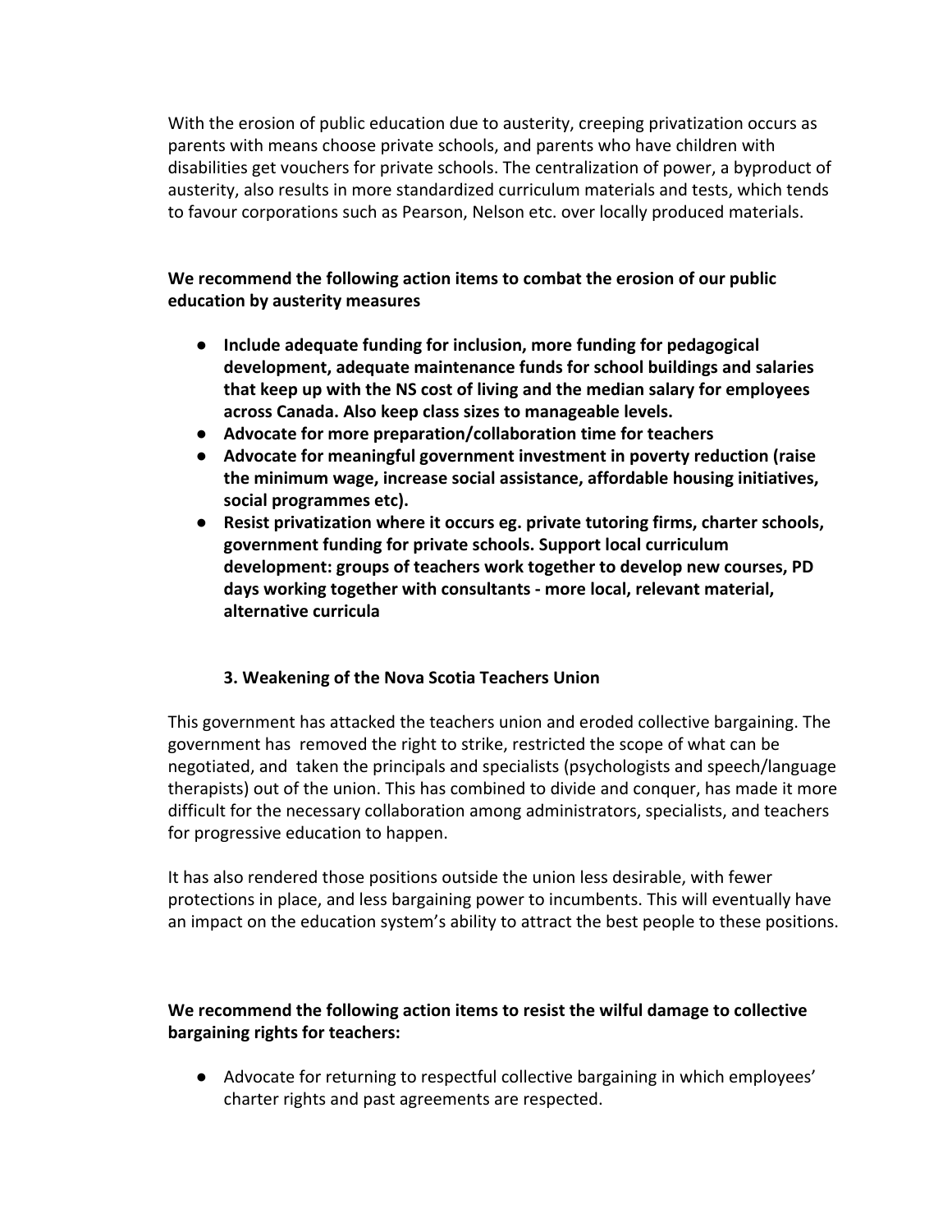With the erosion of public education due to austerity, creeping privatization occurs as parents with means choose private schools, and parents who have children with disabilities get vouchers for private schools. The centralization of power, a byproduct of austerity, also results in more standardized curriculum materials and tests, which tends to favour corporations such as Pearson, Nelson etc. over locally produced materials.

**We recommend the following action items to combat the erosion of our public education by austerity measures**

- **Include adequate funding for inclusion, more funding for pedagogical development, adequate maintenance funds for school buildings and salaries that keep up with the NS cost of living and the median salary for employees across Canada. Also keep class sizes to manageable levels.**
- **Advocate for more preparation/collaboration time for teachers**
- **Advocate for meaningful government investment in poverty reduction (raise the minimum wage, increase social assistance, affordable housing initiatives, social programmes etc).**
- **Resist privatization where it occurs eg. private tutoring firms, charter schools, government funding for private schools. Support local curriculum development: groups of teachers work together to develop new courses, PD days working together with consultants - more local, relevant material, alternative curricula**

### 3. Weakening of the Nova Scotia Teachers Union

This government has attacked the teachers union and eroded collective bargaining. The government has removed the right to strike, restricted the scope of what can be negotiated, and taken the principals and specialists (psychologists and speech/language therapists) out of the union. This has combined to divide and conquer, has made it more difficult for the necessary collaboration among administrators, specialists, and teachers for progressive education to happen.

It has also rendered those positions outside the union less desirable, with fewer protections in place, and less bargaining power to incumbents. This will eventually have an impact on the education system's ability to attract the best people to these positions.

**We recommend the following action items to resist the wilful damage to collective bargaining rights for teachers:**

- Advocate for returning to respectful collective bargaining in which employees' charter rights and past agreements are respected.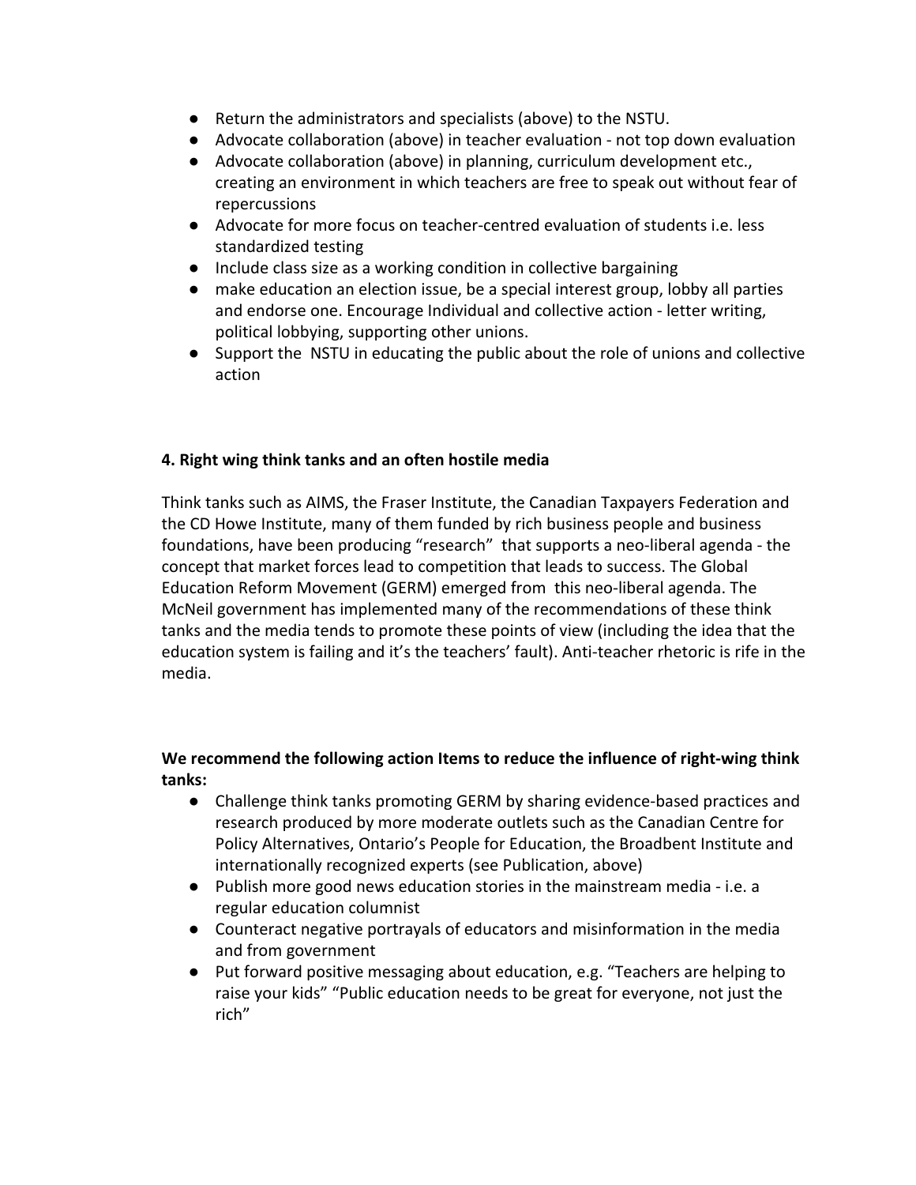- Return the administrators and specialists (above) to the NSTU.
- Advocate collaboration (above) in teacher evaluation - not top down evaluation
- Advocate collaboration (above) in planning, curriculum development etc., creating an environment in which teachers are free to speak out without fear of repercussions
- Advocate for more focus on teacher-centred evaluation of students i.e. less standardized testing
- Include class size as a working condition in collective bargaining
- make education an election issue, be a special interest group, lobby all parties and endorse one. Encourage Individual and collective action - letter writing, political lobbying, supporting other unions.
- Support the NSTU in educating the public about the role of unions and collective action

**4. Right wing think tanks and an often hostile media**

Think tanks such as AIMS, the Fraser Institute, the Canadian Taxpayers Federation and the CD Howe Institute, many of them funded by rich business people and business foundations, have been producing "research" that supports a neo-liberal agenda - the concept that market forces lead to competition that leads to success. The Global Education Reform Movement (GERM) emerged from this neo-liberal agenda. The McNeil government has implemented many of the recommendations of these think tanks and the media tends to promote these points of view (including the idea that the education system is failing and it's the teachers' fault). Anti-teacher rhetoric is rife in the media.

**We recommend the following action Items to reduce the influence of right-wing think tanks:**

- Challenge think tanks promoting GERM by sharing evidence-based practices and research produced by more moderate outlets such as the Canadian Centre for Policy Alternatives, Ontario's People for Education, the Broadbent Institute and internationally recognized experts (see Publication, above)
- Publish more good news education stories in the mainstream media - i.e. a regular education columnist
- Counteract negative portrayals of educators and misinformation in the media and from government
- Put forward positive messaging about education, e.g. "Teachers are helping to raise your kids" "Public education needs to be great for everyone, not just the rich"